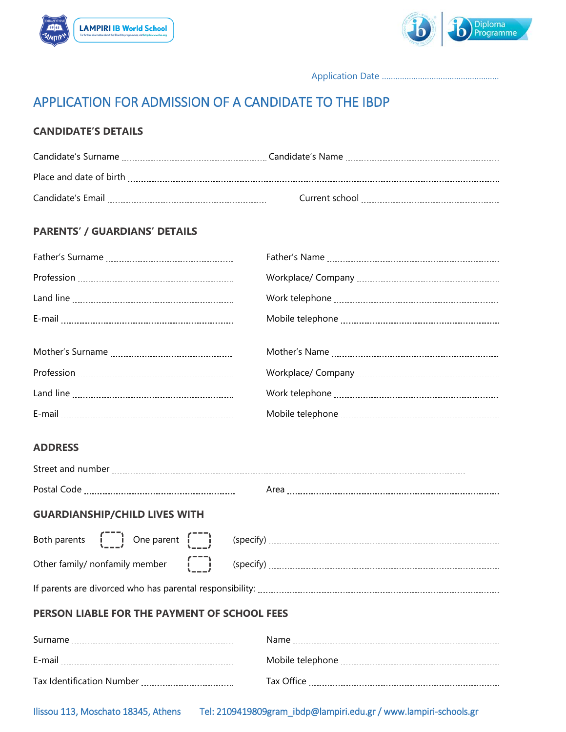LAMPIRI IB World School

Diploma Programme

Application Date ....................................................

# APPLICATION FOR ADMISSION OF A CANDIDATE TO THE IBDP

## CANDIDATE'S DETAILS

Candidate's Surname ........................................................ Candidate's Name ........................................................

Place and date of birth ..................................................................................................................................

Candidate's Email ........................................................ Current school ........................................................

## PARENTS' / GUARDIANS' DETAILS

Father's Surname ................................................ Father's Name ........................................................

Profession ................................................ Workplace/ Company ........................................................

Land line ................................................ Work telephone ........................................................

E-mail ................................................ Mobile telephone ........................................................

Mother's Surname ................................................ Mother's Name ........................................................

Profession ................................................ Workplace/ Company ........................................................

Land line ................................................ Work telephone ........................................................

E-mail ................................................ Mobile telephone ........................................................

## ADDRESS

Street and number ..................................................................................................................................

Postal Code ................................................ Area ........................................................

## GUARDIANSHIP/CHILD LIVES WITH

Both parents [ ] One parent [ ] (specify) ........................................................

Other family/ nonfamily member [ ] (specify) ........................................................

If parents are divorced who has parental responsibility: ........................................................

## PERSON LIABLE FOR THE PAYMENT OF SCHOOL FEES

Surname ................................................ Name ........................................................

E-mail ................................................ Mobile telephone ........................................................

Tax Identification Number ................................................ Tax Office ........................................................

Ilissou 113, Moschato 18345, Athens Tel: 2109419809gram_ibdp@lampiri.edu.gr / www.lampiri-schools.gr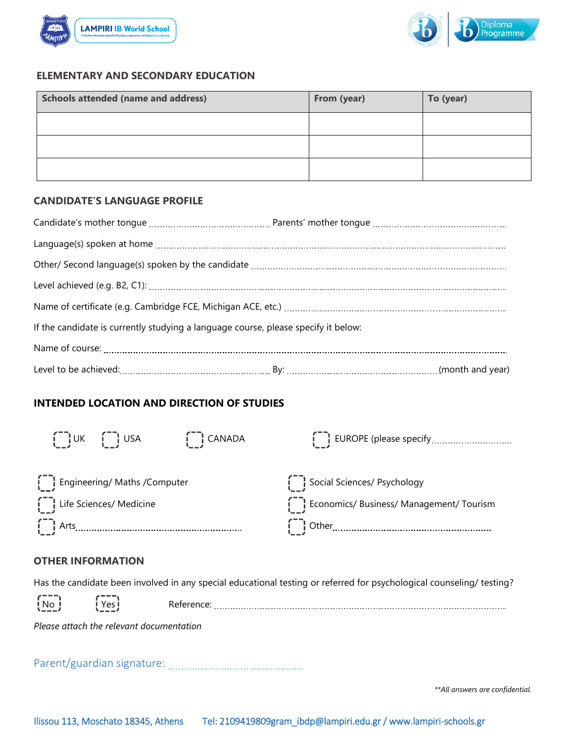## ELEMENTARY AND SECONDARY EDUCATION

| Schools attended (name and address) | From (year) | To (year) |
|---|---|---|
| | | |
| | | |
| | | |

## CANDIDATE'S LANGUAGE PROFILE

Candidate's mother tongue .................................... Parents' mother tongue ....................................

Language(s) spoken at home ....................................................................................................

Other/ Second language(s) spoken by the candidate ....................................................................

Level achieved (e.g. B2, C1): ......................................................................................................

Name of certificate (e.g. Cambridge FCE, Michigan ACE, etc.) ....................................................

If the candidate is currently studying a language course, please specify it below:

Name of course: ..........................................................................................................................

Level to be achieved: .................................... By: .................................... (month and year)

## INTENDED LOCATION AND DIRECTION OF STUDIES

- [ ] UK
- [ ] USA
- [ ] CANADA
- [ ] EUROPE (please specify ............................

- [ ] Engineering/ Maths /Computer
- [ ] Social Sciences/ Psychology
- [ ] Life Sciences/ Medicine
- [ ] Economics/ Business/ Management/ Tourism
- [ ] Arts ....................................
- [ ] Other ....................................

## OTHER INFORMATION

Has the candidate been involved in any special educational testing or referred for psychological counseling/ testing?

- [ ] No
- [ ] Yes

Reference: ....................................................................................................

*Please attach the relevant documentation*

Parent/guardian signature: ....................................

*\*\*All answers are confidential.*

Ilissou 113, Moschato 18345, Athens Tel: 2109419809gram_ibdp@lampiri.edu.gr / www.lampiri-schools.gr